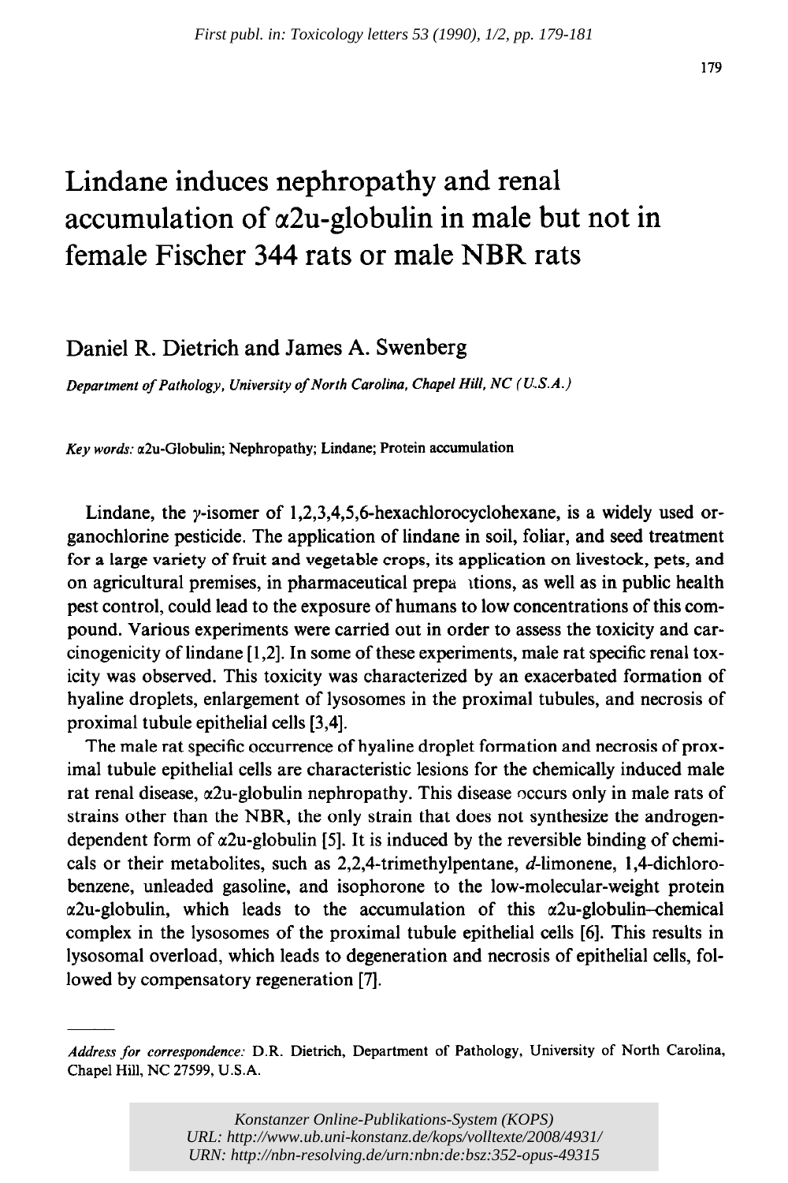# Lindane induces nephropathy and renal accumulation of α2u-globulin in male but not in female Fischer 344 rats or male NBR rats

Daniel R. Dietrich and James A. Swenberg

*Department of Pathology, University of North Carolina, Chapel Hill, NC (U.S.A.)*

*Key words:* α2u-Globulin; Nephropathy; Lindane; Protein accumulation

Lindane, the γ-isomer of 1,2,3,4,5,6-hexachlorocyclohexane, is a widely used organochlorine pesticide. The application of lindane in soil, foliar, and seed treatment for a large variety of fruit and vegetable crops, its application on livestock, pets, and on agricultural premises, in pharmaceutical preparations, as well as in public health pest control, could lead to the exposure of humans to low concentrations of this compound. Various experiments were carried out in order to assess the toxicity and carcinogenicity of lindane [1,2]. In some of these experiments, male rat specific renal toxicity was observed. This toxicity was characterized by an exacerbated formation of hyaline droplets, enlargement of lysosomes in the proximal tubules, and necrosis of proximal tubule epithelial cells [3,4].

The male rat specific occurrence of hyaline droplet formation and necrosis of proximal tubule epithelial cells are characteristic lesions for the chemically induced male rat renal disease, α2u-globulin nephropathy. This disease occurs only in male rats of strains other than the NBR, the only strain that does not synthesize the androgen-dependent form of α2u-globulin [5]. It is induced by the reversible binding of chemicals or their metabolites, such as 2,2,4-trimethylpentane, *d*-limonene, 1,4-dichlorobenzene, unleaded gasoline, and isophorone to the low-molecular-weight protein α2u-globulin, which leads to the accumulation of this α2u-globulin–chemical complex in the lysosomes of the proximal tubule epithelial cells [6]. This results in lysosomal overload, which leads to degeneration and necrosis of epithelial cells, followed by compensatory regeneration [7].

---

*Address for correspondence:* D.R. Dietrich, Department of Pathology, University of North Carolina, Chapel Hill, NC 27599, U.S.A.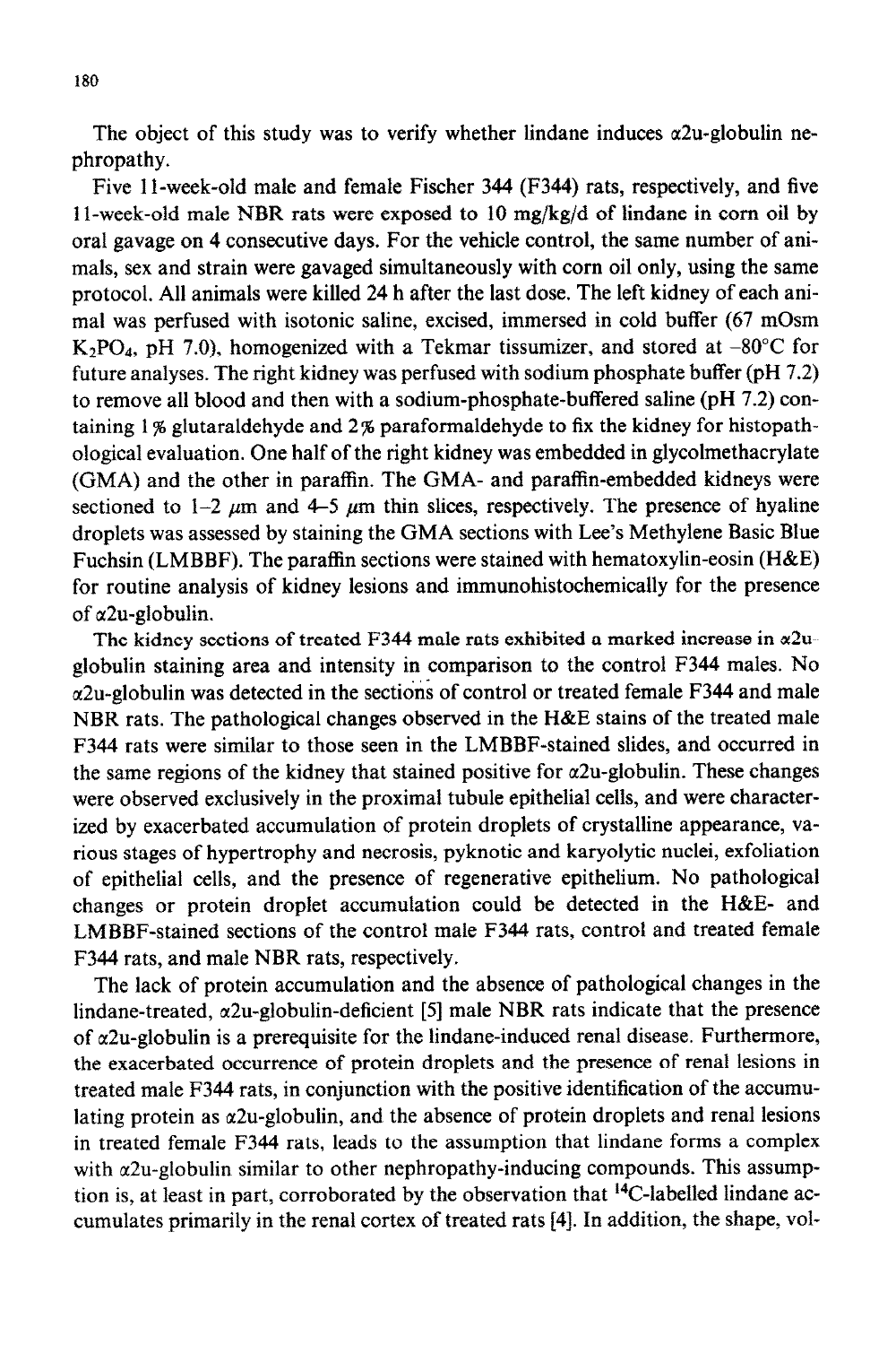The object of this study was to verify whether lindane induces α2u-globulin nephropathy.

Five 11-week-old male and female Fischer 344 (F344) rats, respectively, and five 11-week-old male NBR rats were exposed to 10 mg/kg/d of lindane in corn oil by oral gavage on 4 consecutive days. For the vehicle control, the same number of animals, sex and strain were gavaged simultaneously with corn oil only, using the same protocol. All animals were killed 24 h after the last dose. The left kidney of each animal was perfused with isotonic saline, excised, immersed in cold buffer (67 mOsm $K_2PO_4$, pH 7.0), homogenized with a Tekmar tissumizer, and stored at −80°C for future analyses. The right kidney was perfused with sodium phosphate buffer (pH 7.2) to remove all blood and then with a sodium-phosphate-buffered saline (pH 7.2) containing 1% glutaraldehyde and 2% paraformaldehyde to fix the kidney for histopathological evaluation. One half of the right kidney was embedded in glycolmethacrylate (GMA) and the other in paraffin. The GMA- and paraffin-embedded kidneys were sectioned to 1–2 μm and 4–5 μm thin slices, respectively. The presence of hyaline droplets was assessed by staining the GMA sections with Lee's Methylene Basic Blue Fuchsin (LMBBF). The paraffin sections were stained with hematoxylin-eosin (H&E) for routine analysis of kidney lesions and immunohistochemically for the presence of α2u-globulin.

The kidney sections of treated F344 male rats exhibited a marked increase in α2u-globulin staining area and intensity in comparison to the control F344 males. No α2u-globulin was detected in the sections of control or treated female F344 and male NBR rats. The pathological changes observed in the H&E stains of the treated male F344 rats were similar to those seen in the LMBBF-stained slides, and occurred in the same regions of the kidney that stained positive for α2u-globulin. These changes were observed exclusively in the proximal tubule epithelial cells, and were characterized by exacerbated accumulation of protein droplets of crystalline appearance, various stages of hypertrophy and necrosis, pyknotic and karyolytic nuclei, exfoliation of epithelial cells, and the presence of regenerative epithelium. No pathological changes or protein droplet accumulation could be detected in the H&E- and LMBBF-stained sections of the control male F344 rats, control and treated female F344 rats, and male NBR rats, respectively.

The lack of protein accumulation and the absence of pathological changes in the lindane-treated, α2u-globulin-deficient [5] male NBR rats indicate that the presence of α2u-globulin is a prerequisite for the lindane-induced renal disease. Furthermore, the exacerbated occurrence of protein droplets and the presence of renal lesions in treated male F344 rats, in conjunction with the positive identification of the accumulating protein as α2u-globulin, and the absence of protein droplets and renal lesions in treated female F344 rats, leads to the assumption that lindane forms a complex with α2u-globulin similar to other nephropathy-inducing compounds. This assumption is, at least in part, corroborated by the observation that $^{14}C$-labelled lindane accumulates primarily in the renal cortex of treated rats [4]. In addition, the shape, vol-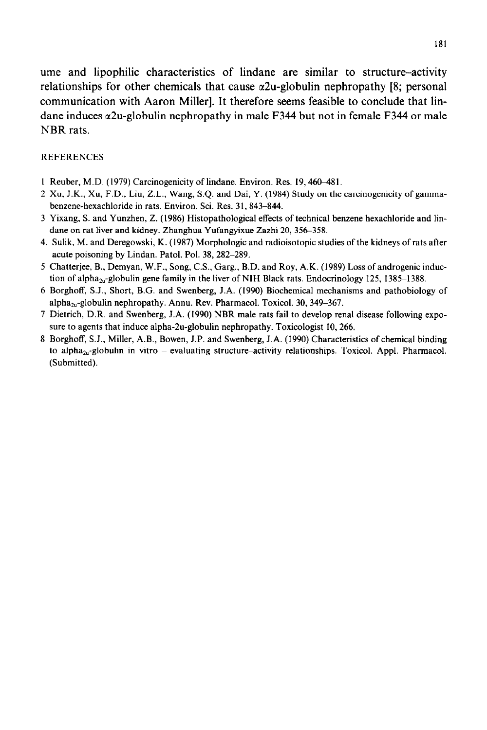ume and lipophilic characteristics of lindane are similar to structure–activity relationships for other chemicals that cause α2u-globulin nephropathy [8; personal communication with Aaron Miller]. It therefore seems feasible to conclude that lindane induces α2u-globulin nephropathy in male F344 but not in female F344 or male NBR rats.

## REFERENCES

1 Reuber, M.D. (1979) Carcinogenicity of lindane. Environ. Res. 19, 460–481.

2 Xu, J.K., Xu, F.D., Liu, Z.L., Wang, S.Q. and Dai, Y. (1984) Study on the carcinogenicity of gamma-benzene-hexachloride in rats. Environ. Sci. Res. 31, 843–844.

3 Yixang, S. and Yunzhen, Z. (1986) Histopathological effects of technical benzene hexachloride and lindane on rat liver and kidney. Zhanghua Yufangyixue Zazhi 20, 356–358.

4. Sulik, M. and Deregowski, K. (1987) Morphologic and radioisotopic studies of the kidneys of rats after acute poisoning by Lindan. Patol. Pol. 38, 282–289.

5 Chatterjee, B., Demyan, W.F., Song, C.S., Garg., B.D. and Roy, A.K. (1989) Loss of androgenic induction of $alpha_{2u}$-globulin gene family in the liver of NIH Black rats. Endocrinology 125, 1385–1388.

6 Borghoff, S.J., Short, B.G. and Swenberg, J.A. (1990) Biochemical mechanisms and pathobiology of $alpha_{2u}$-globulin nephropathy. Annu. Rev. Pharmacol. Toxicol. 30, 349–367.

7 Dietrich, D.R. and Swenberg, J.A. (1990) NBR male rats fail to develop renal disease following exposure to agents that induce alpha-2u-globulin nephropathy. Toxicologist 10, 266.

8 Borghoff, S.J., Miller, A.B., Bowen, J.P. and Swenberg, J.A. (1990) Characteristics of chemical binding to $alpha_{2u}$-globulin in vitro – evaluating structure–activity relationships. Toxicol. Appl. Pharmacol. (Submitted).